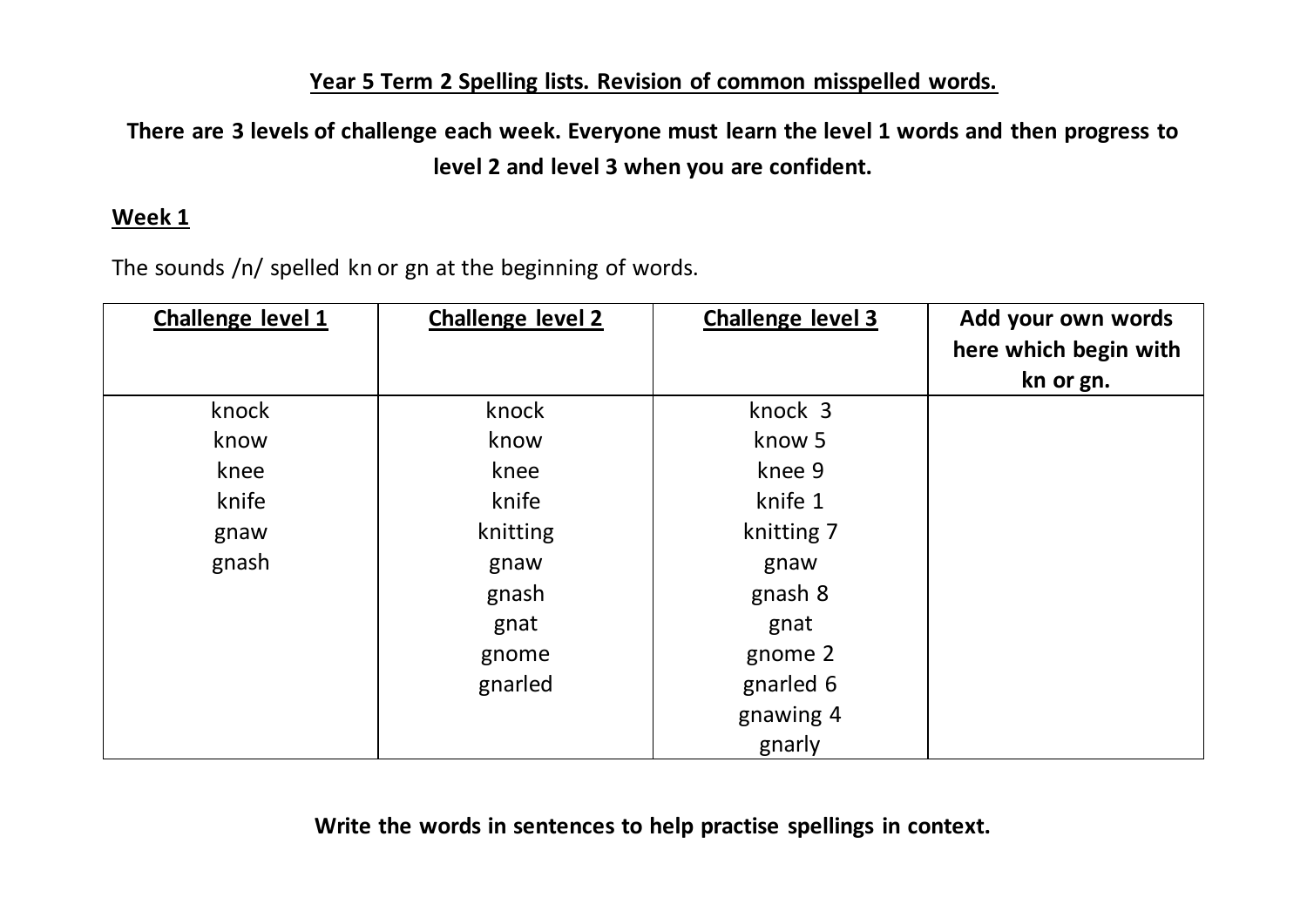**Year 5 Term 2 Spelling lists. Revision of common misspelled words.**

**There are 3 levels of challenge each week. Everyone must learn the level 1 words and then progress to level 2 and level 3 when you are confident.**

**Week 1**

The sounds /n/ spelled kn or gn at the beginning of words.

| **Challenge level 1** | **Challenge level 2** | **Challenge level 3** | **Add your own words here which begin with kn or gn.** |
|---|---|---|---|
| knock | knock | knock 3 | |
| know | know | know 5 | |
| knee | knee | knee 9 | |
| knife | knife | knife 1 | |
| gnaw | knitting | knitting 7 | |
| gnash | gnaw | gnaw | |
| | gnash | gnash 8 | |
| | gnat | gnat | |
| | gnome | gnome 2 | |
| | gnarled | gnarled 6 | |
| | | gnawing 4 | |
| | | gnarly | |

**Write the words in sentences to help practise spellings in context.**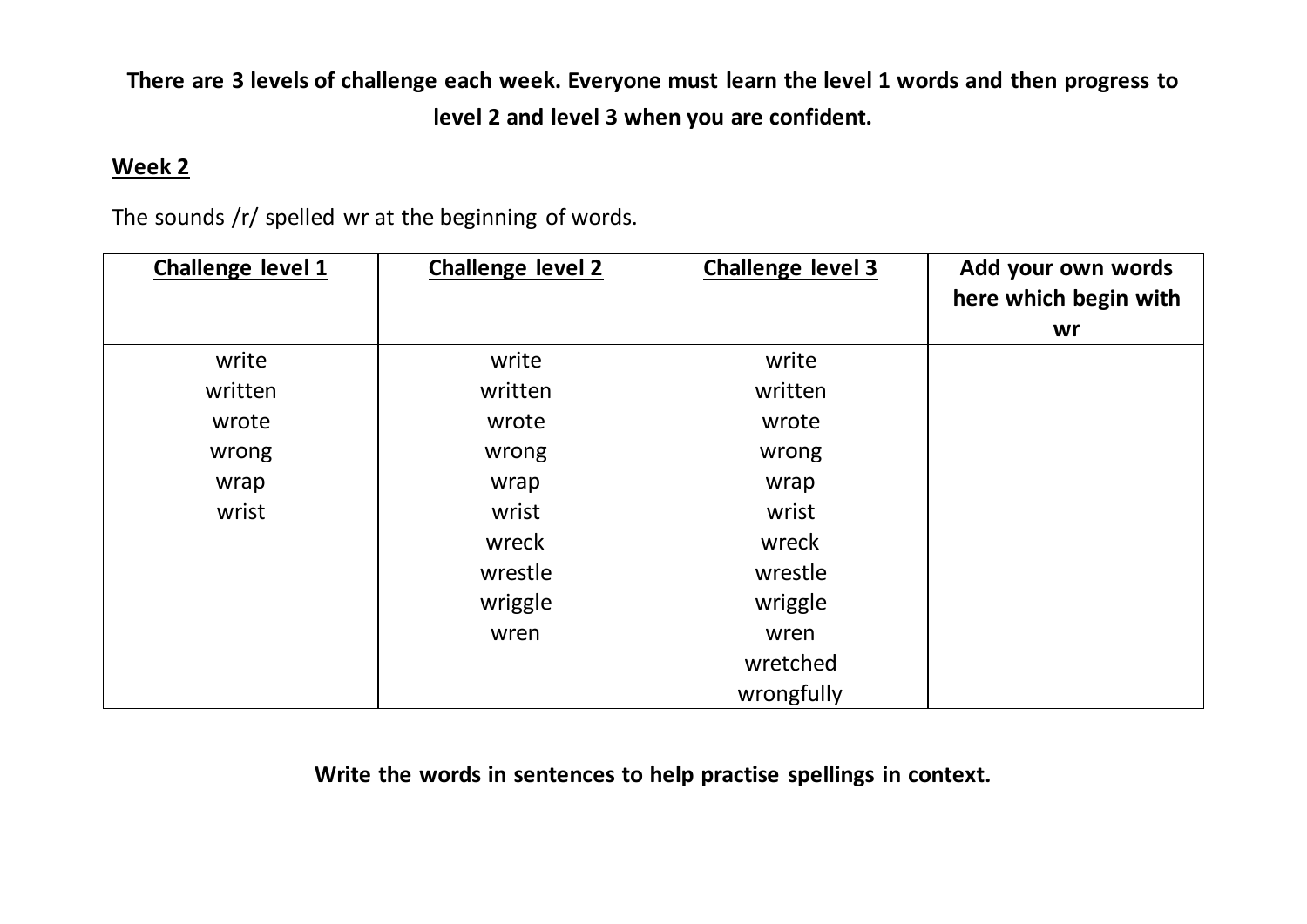**There are 3 levels of challenge each week. Everyone must learn the level 1 words and then progress to level 2 and level 3 when you are confident.**

## Week 2

The sounds /r/ spelled wr at the beginning of words.

| **Challenge level 1** | **Challenge level 2** | **Challenge level 3** | **Add your own words here which begin with wr** |
|---|---|---|---|
| write | write | write | |
| written | written | written | |
| wrote | wrote | wrote | |
| wrong | wrong | wrong | |
| wrap | wrap | wrap | |
| wrist | wrist | wrist | |
| | wreck | wreck | |
| | wrestle | wrestle | |
| | wriggle | wriggle | |
| | wren | wren | |
| | | wretched | |
| | | wrongfully | |

**Write the words in sentences to help practise spellings in context.**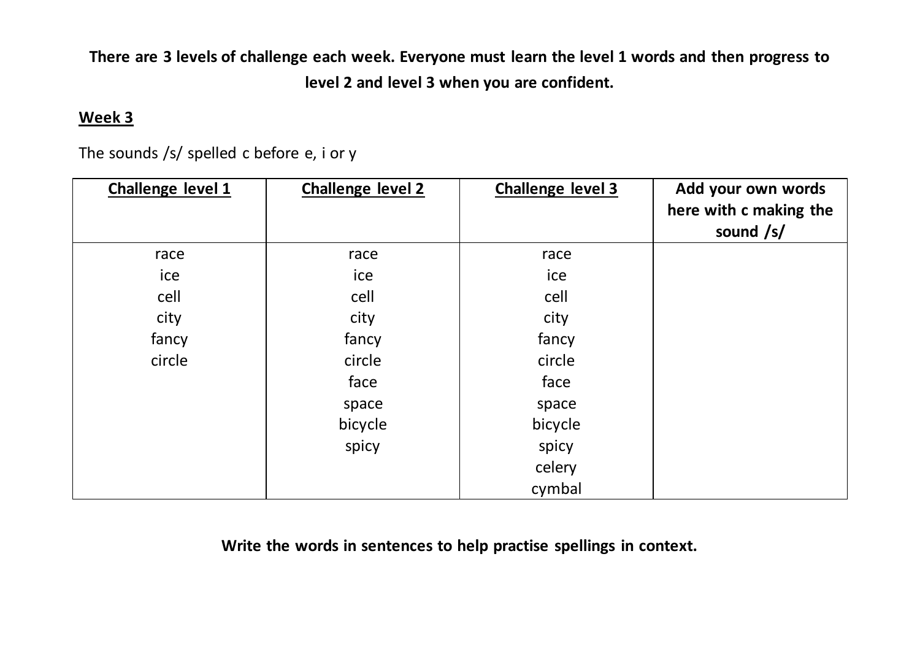**There are 3 levels of challenge each week. Everyone must learn the level 1 words and then progress to level 2 and level 3 when you are confident.**

**Week 3**

The sounds /s/ spelled c before e, i or y

| **Challenge level 1** | **Challenge level 2** | **Challenge level 3** | **Add your own words here with c making the sound /s/** |
|---|---|---|---|
| race | race | race | |
| ice | ice | ice | |
| cell | cell | cell | |
| city | city | city | |
| fancy | fancy | fancy | |
| circle | circle | circle | |
| | face | face | |
| | space | space | |
| | bicycle | bicycle | |
| | spicy | spicy | |
| | | celery | |
| | | cymbal | |

**Write the words in sentences to help practise spellings in context.**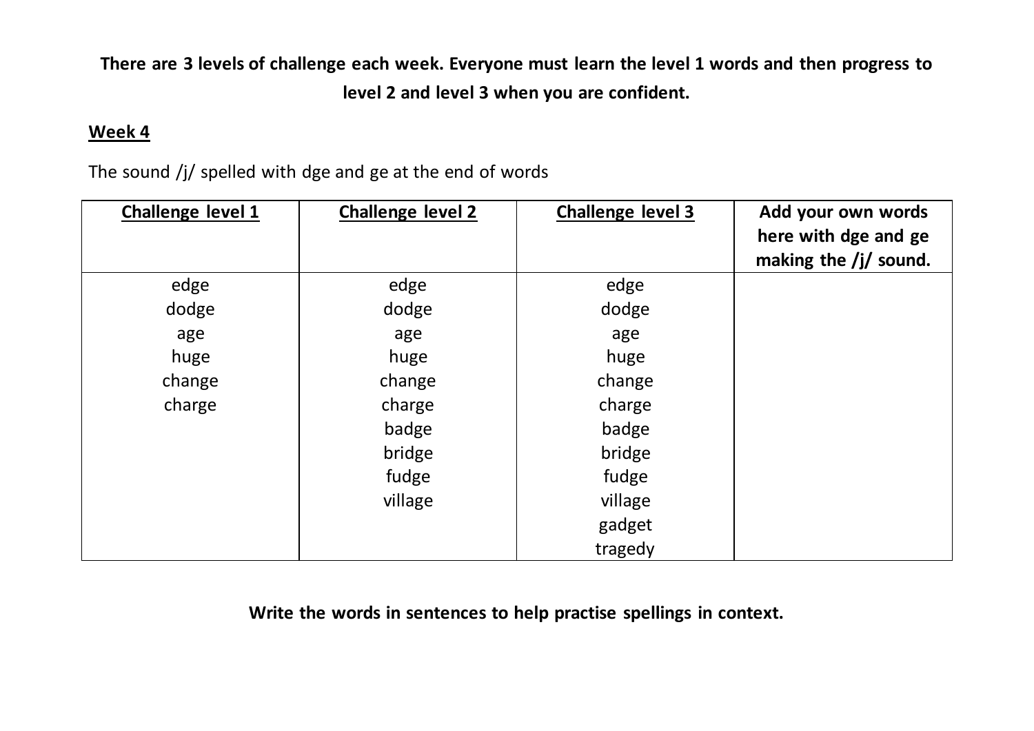**There are 3 levels of challenge each week. Everyone must learn the level 1 words and then progress to level 2 and level 3 when you are confident.**

**<u>Week 4</u>**

The sound /j/ spelled with dge and ge at the end of words

| <u>Challenge level 1</u> | <u>Challenge level 2</u> | <u>Challenge level 3</u> | Add your own words here with dge and ge making the /j/ sound. |
|---|---|---|---|
| edge | edge | edge | |
| dodge | dodge | dodge | |
| age | age | age | |
| huge | huge | huge | |
| change | change | change | |
| charge | charge | charge | |
| | badge | badge | |
| | bridge | bridge | |
| | fudge | fudge | |
| | village | village | |
| | | gadget | |
| | | tragedy | |

**Write the words in sentences to help practise spellings in context.**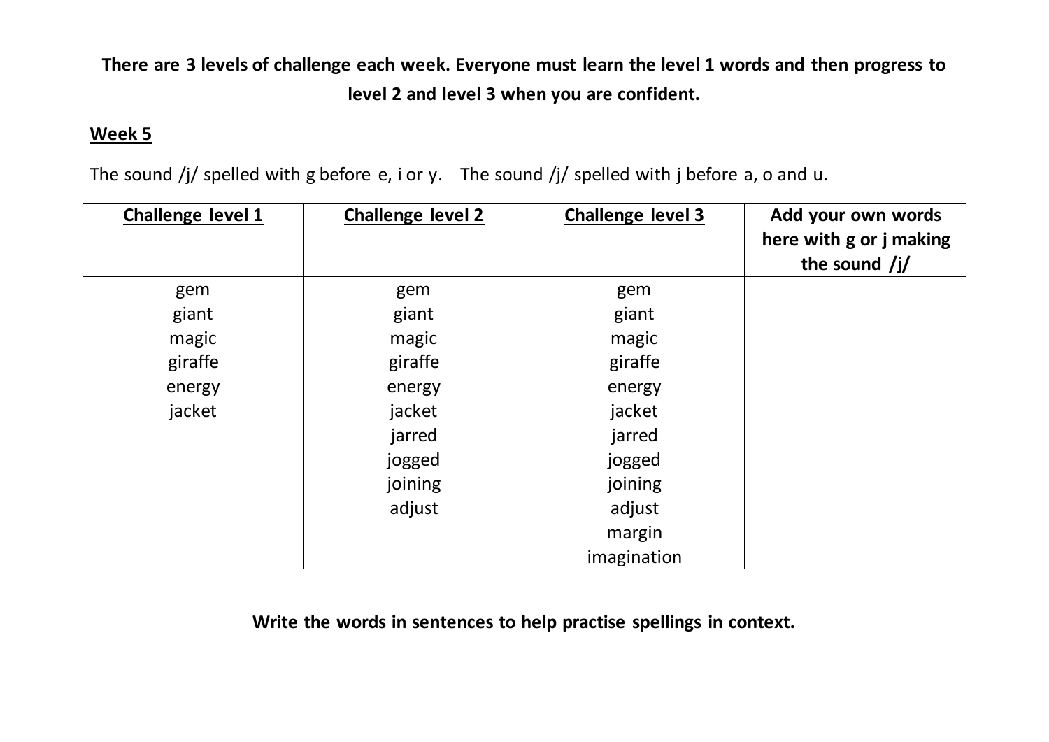**There are 3 levels of challenge each week. Everyone must learn the level 1 words and then progress to level 2 and level 3 when you are confident.**

**Week 5**

The sound /j/ spelled with g before e, i or y. The sound /j/ spelled with j before a, o and u.

| Challenge level 1 | Challenge level 2 | Challenge level 3 | Add your own words here with g or j making the sound /j/ |
|---|---|---|---|
| gem | gem | gem | |
| giant | giant | giant | |
| magic | magic | magic | |
| giraffe | giraffe | giraffe | |
| energy | energy | energy | |
| jacket | jacket | jacket | |
| | jarred | jarred | |
| | jogged | jogged | |
| | joining | joining | |
| | adjust | adjust | |
| | | margin | |
| | | imagination | |

**Write the words in sentences to help practise spellings in context.**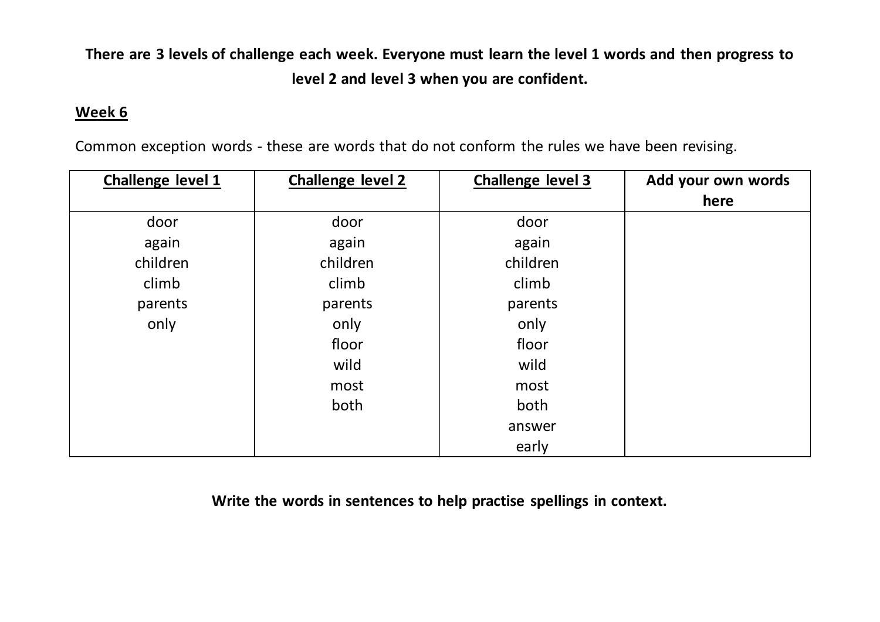**There are 3 levels of challenge each week. Everyone must learn the level 1 words and then progress to level 2 and level 3 when you are confident.**

**Week 6**

Common exception words - these are words that do not conform the rules we have been revising.

| **Challenge level 1** | **Challenge level 2** | **Challenge level 3** | **Add your own words here** |
|---|---|---|---|
| door | door | door | |
| again | again | again | |
| children | children | children | |
| climb | climb | climb | |
| parents | parents | parents | |
| only | only | only | |
| | floor | floor | |
| | wild | wild | |
| | most | most | |
| | both | both | |
| | | answer | |
| | | early | |

**Write the words in sentences to help practise spellings in context.**